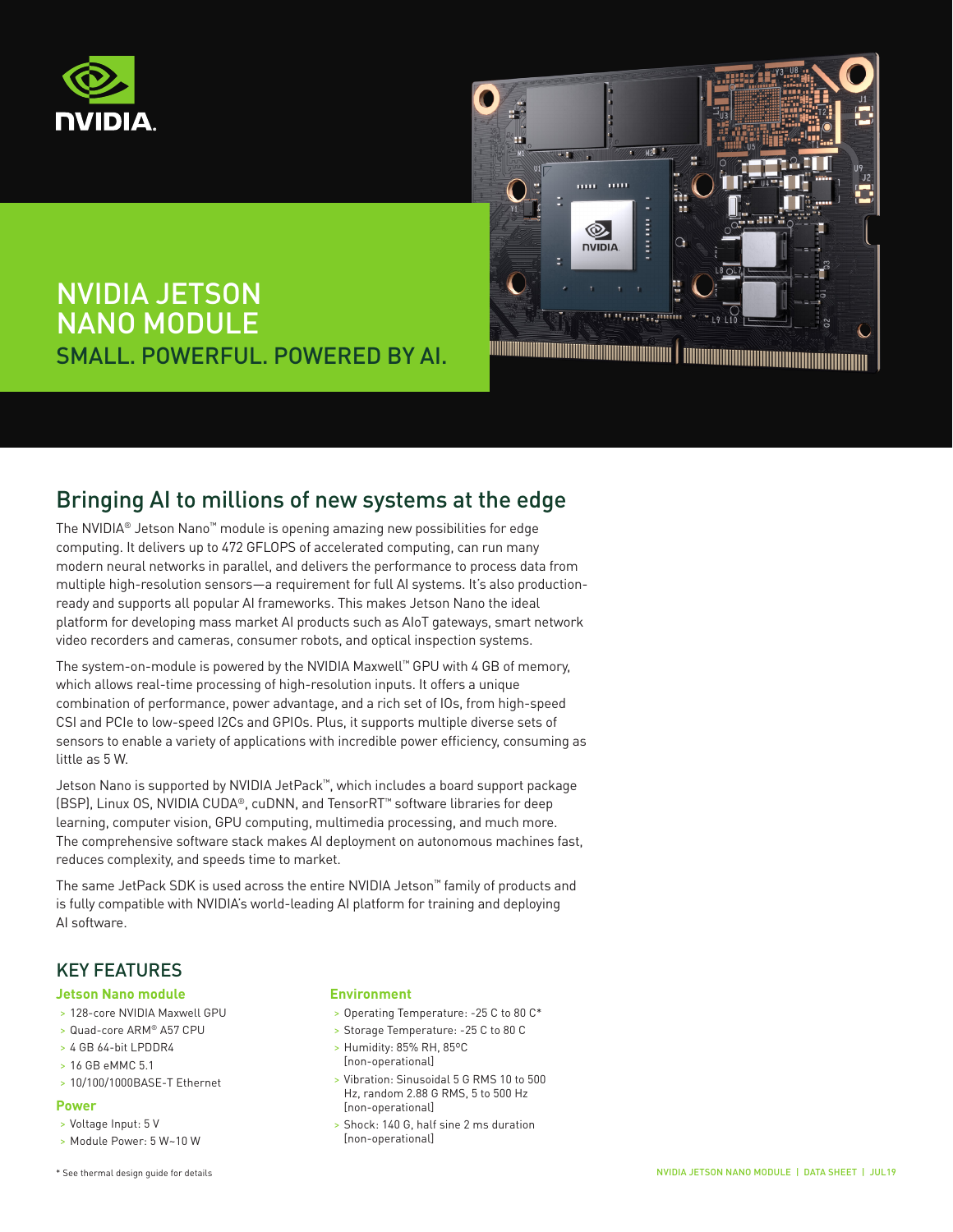# NVIDIA JETSON NANO MODULE

## SMALL. POWERFUL. POWERED BY AI.

## Bringing AI to millions of new systems at the edge

The NVIDIA® Jetson Nano™ module is opening amazing new possibilities for edge computing. It delivers up to 472 GFLOPS of accelerated computing, can run many modern neural networks in parallel, and delivers the performance to process data from multiple high-resolution sensors—a requirement for full AI systems. It's also production-ready and supports all popular AI frameworks. This makes Jetson Nano the ideal platform for developing mass market AI products such as AIoT gateways, smart network video recorders and cameras, consumer robots, and optical inspection systems.

The system-on-module is powered by the NVIDIA Maxwell™ GPU with 4 GB of memory, which allows real-time processing of high-resolution inputs. It offers a unique combination of performance, power advantage, and a rich set of IOs, from high-speed CSI and PCIe to low-speed I2Cs and GPIOs. Plus, it supports multiple diverse sets of sensors to enable a variety of applications with incredible power efficiency, consuming as little as 5 W.

Jetson Nano is supported by NVIDIA JetPack™, which includes a board support package (BSP), Linux OS, NVIDIA CUDA®, cuDNN, and TensorRT™ software libraries for deep learning, computer vision, GPU computing, multimedia processing, and much more. The comprehensive software stack makes AI deployment on autonomous machines fast, reduces complexity, and speeds time to market.

The same JetPack SDK is used across the entire NVIDIA Jetson™ family of products and is fully compatible with NVIDIA's world-leading AI platform for training and deploying AI software.

## KEY FEATURES

### Jetson Nano module

- 128-core NVIDIA Maxwell GPU
- Quad-core ARM® A57 CPU
- 4 GB 64-bit LPDDR4
- 16 GB eMMC 5.1
- 10/100/1000BASE-T Ethernet

### Power

- Voltage Input: 5 V
- Module Power: 5 W~10 W

### Environment

- Operating Temperature: -25 C to 80 C*
- Storage Temperature: -25 C to 80 C
- Humidity: 85% RH, 85ºC [non-operational]
- Vibration: Sinusoidal 5 G RMS 10 to 500 Hz, random 2.88 G RMS, 5 to 500 Hz [non-operational]
- Shock: 140 G, half sine 2 ms duration [non-operational]

* See thermal design guide for details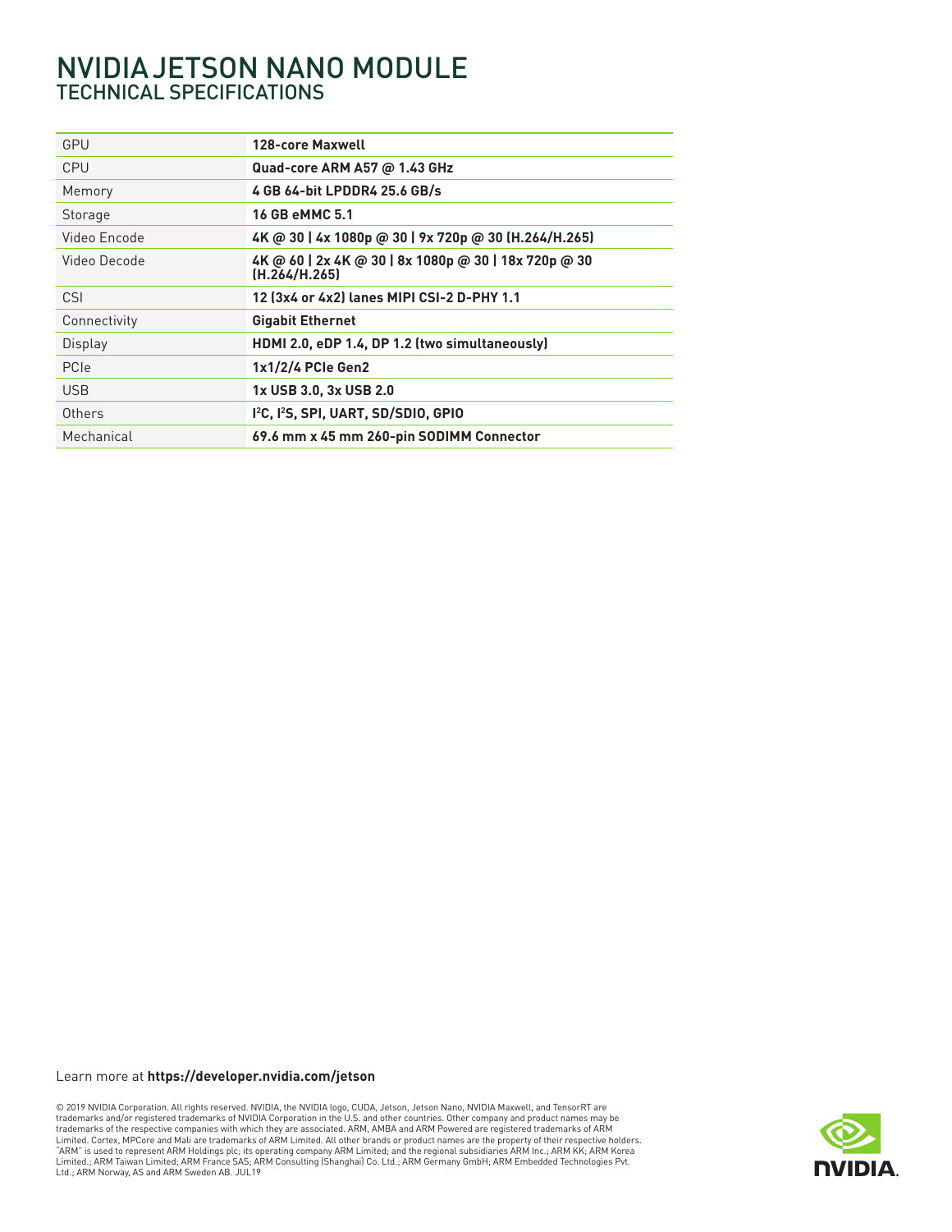# NVIDIA JETSON NANO MODULE

## TECHNICAL SPECIFICATIONS

| | |
|---|---|
| GPU | **128-core Maxwell** |
| CPU | **Quad-core ARM A57 @ 1.43 GHz** |
| Memory | **4 GB 64-bit LPDDR4 25.6 GB/s** |
| Storage | **16 GB eMMC 5.1** |
| Video Encode | **4K @ 30 \| 4x 1080p @ 30 \| 9x 720p @ 30 (H.264/H.265)** |
| Video Decode | **4K @ 60 \| 2x 4K @ 30 \| 8x 1080p @ 30 \| 18x 720p @ 30 (H.264/H.265)** |
| CSI | **12 (3x4 or 4x2) lanes MIPI CSI-2 D-PHY 1.1** |
| Connectivity | **Gigabit Ethernet** |
| Display | **HDMI 2.0, eDP 1.4, DP 1.2 (two simultaneously)** |
| PCIe | **1x1/2/4 PCIe Gen2** |
| USB | **1x USB 3.0, 3x USB 2.0** |
| Others | **I²C, I²S, SPI, UART, SD/SDIO, GPIO** |
| Mechanical | **69.6 mm x 45 mm 260-pin SODIMM Connector** |

Learn more at **https://developer.nvidia.com/jetson**

© 2019 NVIDIA Corporation. All rights reserved. NVIDIA, the NVIDIA logo, CUDA, Jetson, Jetson Nano, NVIDIA Maxwell, and TensorRT are trademarks and/or registered trademarks of NVIDIA Corporation in the U.S. and other countries. Other company and product names may be trademarks of the respective companies with which they are associated. ARM, AMBA and ARM Powered are registered trademarks of ARM Limited. Cortex, MPCore and Mali are trademarks of ARM Limited. All other brands or product names are the property of their respective holders. "ARM" is used to represent ARM Holdings plc; its operating company ARM Limited; and the regional subsidiaries ARM Inc.; ARM KK; ARM Korea Limited.; ARM Taiwan Limited; ARM France SAS; ARM Consulting (Shanghai) Co. Ltd.; ARM Germany GmbH; ARM Embedded Technologies Pvt. Ltd.; ARM Norway, AS and ARM Sweden AB. JUL19